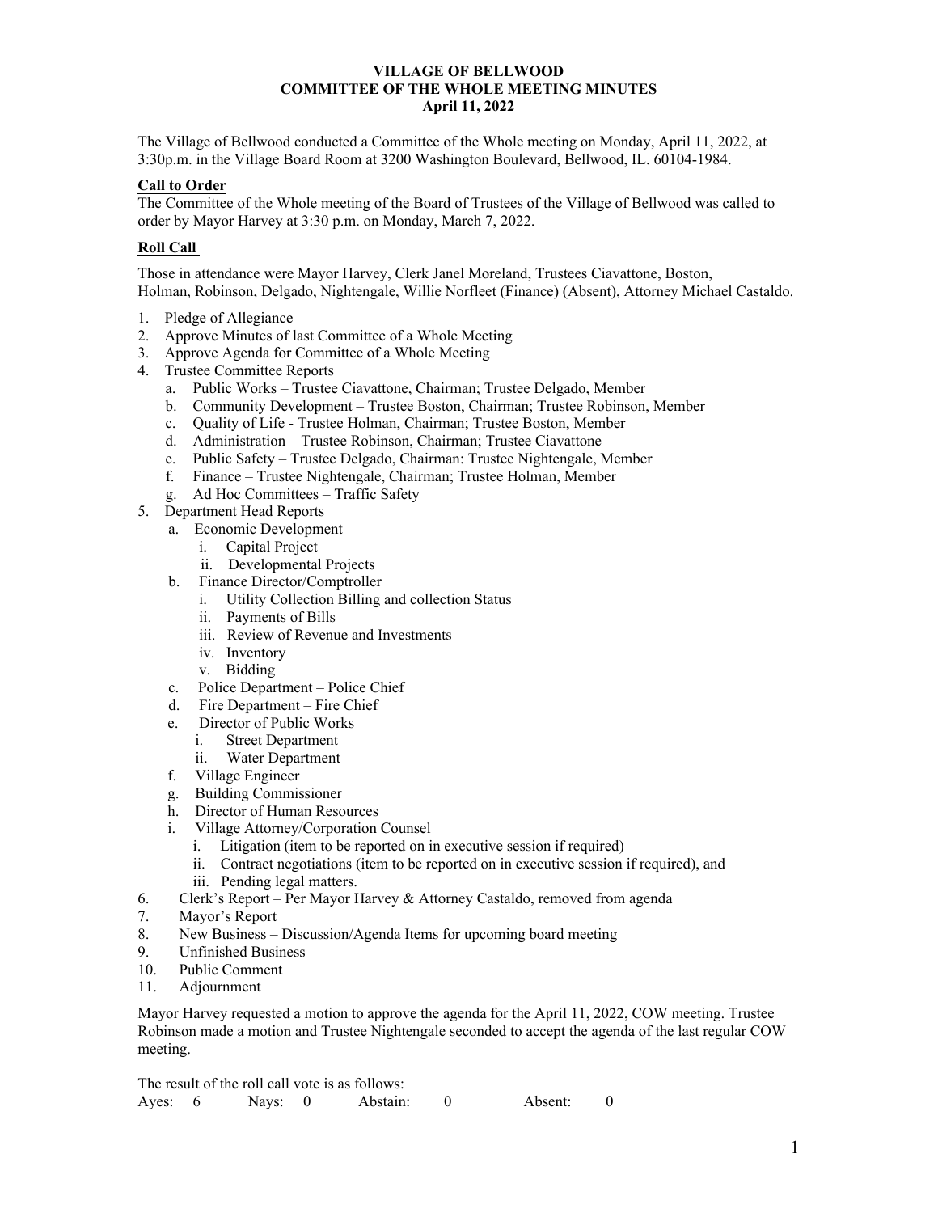# VILLAGE OF BELLWOOD
## COMMITTEE OF THE WHOLE MEETING MINUTES
### April 11, 2022

The Village of Bellwood conducted a Committee of the Whole meeting on Monday, April 11, 2022, at 3:30p.m. in the Village Board Room at 3200 Washington Boulevard, Bellwood, IL. 60104-1984.

**Call to Order**

The Committee of the Whole meeting of the Board of Trustees of the Village of Bellwood was called to order by Mayor Harvey at 3:30 p.m. on Monday, March 7, 2022.

**Roll Call**

Those in attendance were Mayor Harvey, Clerk Janel Moreland, Trustees Ciavattone, Boston, Holman, Robinson, Delgado, Nightengale, Willie Norfleet (Finance) (Absent), Attorney Michael Castaldo.

1. Pledge of Allegiance
2. Approve Minutes of last Committee of a Whole Meeting
3. Approve Agenda for Committee of a Whole Meeting
4. Trustee Committee Reports
   a. Public Works – Trustee Ciavattone, Chairman; Trustee Delgado, Member
   b. Community Development – Trustee Boston, Chairman; Trustee Robinson, Member
   c. Quality of Life - Trustee Holman, Chairman; Trustee Boston, Member
   d. Administration – Trustee Robinson, Chairman; Trustee Ciavattone
   e. Public Safety – Trustee Delgado, Chairman: Trustee Nightengale, Member
   f. Finance – Trustee Nightengale, Chairman; Trustee Holman, Member
   g. Ad Hoc Committees – Traffic Safety
5. Department Head Reports
   a. Economic Development
      i. Capital Project
      ii. Developmental Projects
   b. Finance Director/Comptroller
      i. Utility Collection Billing and collection Status
      ii. Payments of Bills
      iii. Review of Revenue and Investments
      iv. Inventory
      v. Bidding
   c. Police Department – Police Chief
   d. Fire Department – Fire Chief
   e. Director of Public Works
      i. Street Department
      ii. Water Department
   f. Village Engineer
   g. Building Commissioner
   h. Director of Human Resources
   i. Village Attorney/Corporation Counsel
      i. Litigation (item to be reported on in executive session if required)
      ii. Contract negotiations (item to be reported on in executive session if required), and
      iii. Pending legal matters.
6. Clerk's Report – Per Mayor Harvey & Attorney Castaldo, removed from agenda
7. Mayor's Report
8. New Business – Discussion/Agenda Items for upcoming board meeting
9. Unfinished Business
10. Public Comment
11. Adjournment

Mayor Harvey requested a motion to approve the agenda for the April 11, 2022, COW meeting. Trustee Robinson made a motion and Trustee Nightengale seconded to accept the agenda of the last regular COW meeting.

The result of the roll call vote is as follows:

| Ayes: | 6 | Nays: | 0 | Abstain: | 0 | Absent: | 0 |
|---|---|---|---|---|---|---|---|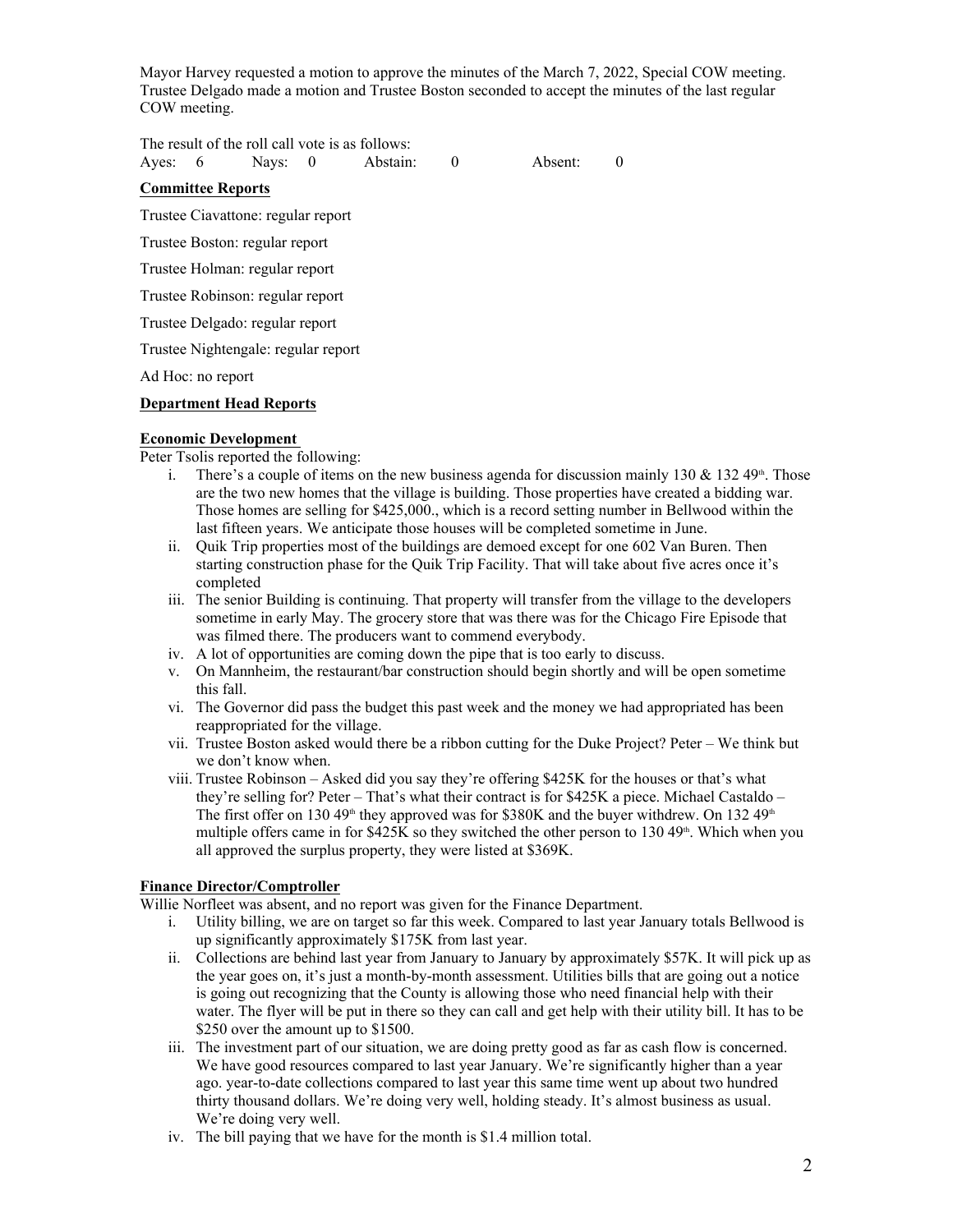Mayor Harvey requested a motion to approve the minutes of the March 7, 2022, Special COW meeting. Trustee Delgado made a motion and Trustee Boston seconded to accept the minutes of the last regular COW meeting.

The result of the roll call vote is as follows:

Ayes: 6 Nays: 0 Abstain: 0 Absent: 0

**Committee Reports**

Trustee Ciavattone: regular report

Trustee Boston: regular report

Trustee Holman: regular report

Trustee Robinson: regular report

Trustee Delgado: regular report

Trustee Nightengale: regular report

Ad Hoc: no report

**Department Head Reports**

**Economic Development**

Peter Tsolis reported the following:

i. There's a couple of items on the new business agenda for discussion mainly 130 & 132 49th. Those are the two new homes that the village is building. Those properties have created a bidding war. Those homes are selling for $425,000., which is a record setting number in Bellwood within the last fifteen years. We anticipate those houses will be completed sometime in June.
ii. Quik Trip properties most of the buildings are demoed except for one 602 Van Buren. Then starting construction phase for the Quik Trip Facility. That will take about five acres once it's completed
iii. The senior Building is continuing. That property will transfer from the village to the developers sometime in early May. The grocery store that was there was for the Chicago Fire Episode that was filmed there. The producers want to commend everybody.
iv. A lot of opportunities are coming down the pipe that is too early to discuss.
v. On Mannheim, the restaurant/bar construction should begin shortly and will be open sometime this fall.
vi. The Governor did pass the budget this past week and the money we had appropriated has been reappropriated for the village.
vii. Trustee Boston asked would there be a ribbon cutting for the Duke Project? Peter – We think but we don't know when.
viii. Trustee Robinson – Asked did you say they're offering $425K for the houses or that's what they're selling for? Peter – That's what their contract is for $425K a piece. Michael Castaldo – The first offer on 130 49th they approved was for $380K and the buyer withdrew. On 132 49th multiple offers came in for $425K so they switched the other person to 130 49th. Which when you all approved the surplus property, they were listed at $369K.

**Finance Director/Comptroller**

Willie Norfleet was absent, and no report was given for the Finance Department.

i. Utility billing, we are on target so far this week. Compared to last year January totals Bellwood is up significantly approximately $175K from last year.
ii. Collections are behind last year from January to January by approximately $57K. It will pick up as the year goes on, it's just a month-by-month assessment. Utilities bills that are going out a notice is going out recognizing that the County is allowing those who need financial help with their water. The flyer will be put in there so they can call and get help with their utility bill. It has to be $250 over the amount up to $1500.
iii. The investment part of our situation, we are doing pretty good as far as cash flow is concerned. We have good resources compared to last year January. We're significantly higher than a year ago. year-to-date collections compared to last year this same time went up about two hundred thirty thousand dollars. We're doing very well, holding steady. It's almost business as usual. We're doing very well.
iv. The bill paying that we have for the month is $1.4 million total.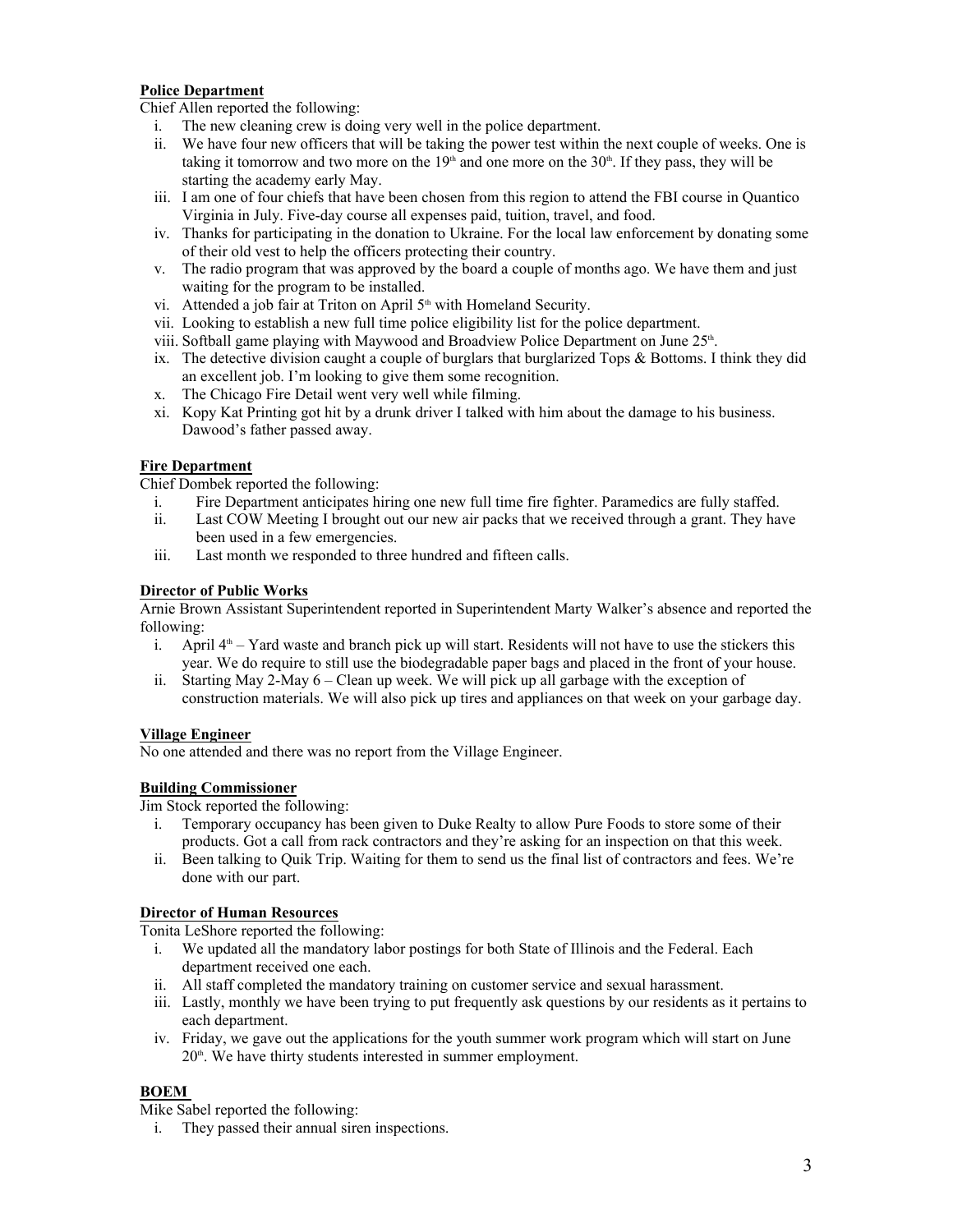**Police Department**

Chief Allen reported the following:

i. The new cleaning crew is doing very well in the police department.
ii. We have four new officers that will be taking the power test within the next couple of weeks. One is taking it tomorrow and two more on the 19th and one more on the 30th. If they pass, they will be starting the academy early May.
iii. I am one of four chiefs that have been chosen from this region to attend the FBI course in Quantico Virginia in July. Five-day course all expenses paid, tuition, travel, and food.
iv. Thanks for participating in the donation to Ukraine. For the local law enforcement by donating some of their old vest to help the officers protecting their country.
v. The radio program that was approved by the board a couple of months ago. We have them and just waiting for the program to be installed.
vi. Attended a job fair at Triton on April 5th with Homeland Security.
vii. Looking to establish a new full time police eligibility list for the police department.
viii. Softball game playing with Maywood and Broadview Police Department on June 25th.
ix. The detective division caught a couple of burglars that burglarized Tops & Bottoms. I think they did an excellent job. I'm looking to give them some recognition.
x. The Chicago Fire Detail went very well while filming.
xi. Kopy Kat Printing got hit by a drunk driver I talked with him about the damage to his business. Dawood's father passed away.

**Fire Department**

Chief Dombek reported the following:

i. Fire Department anticipates hiring one new full time fire fighter. Paramedics are fully staffed.
ii. Last COW Meeting I brought out our new air packs that we received through a grant. They have been used in a few emergencies.
iii. Last month we responded to three hundred and fifteen calls.

**Director of Public Works**

Arnie Brown Assistant Superintendent reported in Superintendent Marty Walker's absence and reported the following:

i. April 4th – Yard waste and branch pick up will start. Residents will not have to use the stickers this year. We do require to still use the biodegradable paper bags and placed in the front of your house.
ii. Starting May 2-May 6 – Clean up week. We will pick up all garbage with the exception of construction materials. We will also pick up tires and appliances on that week on your garbage day.

**Village Engineer**

No one attended and there was no report from the Village Engineer.

**Building Commissioner**

Jim Stock reported the following:

i. Temporary occupancy has been given to Duke Realty to allow Pure Foods to store some of their products. Got a call from rack contractors and they're asking for an inspection on that this week.
ii. Been talking to Quik Trip. Waiting for them to send us the final list of contractors and fees. We're done with our part.

**Director of Human Resources**

Tonita LeShore reported the following:

i. We updated all the mandatory labor postings for both State of Illinois and the Federal. Each department received one each.
ii. All staff completed the mandatory training on customer service and sexual harassment.
iii. Lastly, monthly we have been trying to put frequently ask questions by our residents as it pertains to each department.
iv. Friday, we gave out the applications for the youth summer work program which will start on June 20th. We have thirty students interested in summer employment.

**BOEM**

Mike Sabel reported the following:

i. They passed their annual siren inspections.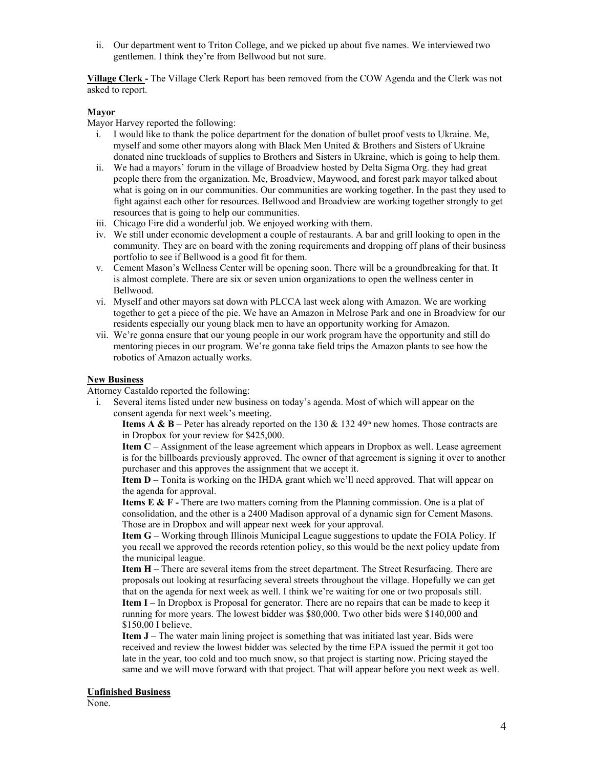ii. Our department went to Triton College, and we picked up about five names. We interviewed two gentlemen. I think they're from Bellwood but not sure.

**Village Clerk -** The Village Clerk Report has been removed from the COW Agenda and the Clerk was not asked to report.

**Mayor**

Mayor Harvey reported the following:

i. I would like to thank the police department for the donation of bullet proof vests to Ukraine. Me, myself and some other mayors along with Black Men United & Brothers and Sisters of Ukraine donated nine truckloads of supplies to Brothers and Sisters in Ukraine, which is going to help them.
ii. We had a mayors' forum in the village of Broadview hosted by Delta Sigma Org. they had great people there from the organization. Me, Broadview, Maywood, and forest park mayor talked about what is going on in our communities. Our communities are working together. In the past they used to fight against each other for resources. Bellwood and Broadview are working together strongly to get resources that is going to help our communities.
iii. Chicago Fire did a wonderful job. We enjoyed working with them.
iv. We still under economic development a couple of restaurants. A bar and grill looking to open in the community. They are on board with the zoning requirements and dropping off plans of their business portfolio to see if Bellwood is a good fit for them.
v. Cement Mason's Wellness Center will be opening soon. There will be a groundbreaking for that. It is almost complete. There are six or seven union organizations to open the wellness center in Bellwood.
vi. Myself and other mayors sat down with PLCCA last week along with Amazon. We are working together to get a piece of the pie. We have an Amazon in Melrose Park and one in Broadview for our residents especially our young black men to have an opportunity working for Amazon.
vii. We're gonna ensure that our young people in our work program have the opportunity and still do mentoring pieces in our program. We're gonna take field trips the Amazon plants to see how the robotics of Amazon actually works.

**New Business**

Attorney Castaldo reported the following:

i. Several items listed under new business on today's agenda. Most of which will appear on the consent agenda for next week's meeting.

   **Items A & B** – Peter has already reported on the 130 & 132 49th new homes. Those contracts are in Dropbox for your review for $425,000.

   **Item C** – Assignment of the lease agreement which appears in Dropbox as well. Lease agreement is for the billboards previously approved. The owner of that agreement is signing it over to another purchaser and this approves the assignment that we accept it.

   **Item D** – Tonita is working on the IHDA grant which we'll need approved. That will appear on the agenda for approval.

   **Items E & F -** There are two matters coming from the Planning commission. One is a plat of consolidation, and the other is a 2400 Madison approval of a dynamic sign for Cement Masons. Those are in Dropbox and will appear next week for your approval.

   **Item G** – Working through Illinois Municipal League suggestions to update the FOIA Policy. If you recall we approved the records retention policy, so this would be the next policy update from the municipal league.

   **Item H** – There are several items from the street department. The Street Resurfacing. There are proposals out looking at resurfacing several streets throughout the village. Hopefully we can get that on the agenda for next week as well. I think we're waiting for one or two proposals still.

   **Item I** – In Dropbox is Proposal for generator. There are no repairs that can be made to keep it running for more years. The lowest bidder was $80,000. Two other bids were $140,000 and $150,00 I believe.

   **Item J** – The water main lining project is something that was initiated last year. Bids were received and review the lowest bidder was selected by the time EPA issued the permit it got too late in the year, too cold and too much snow, so that project is starting now. Pricing stayed the same and we will move forward with that project. That will appear before you next week as well.

**Unfinished Business**

None.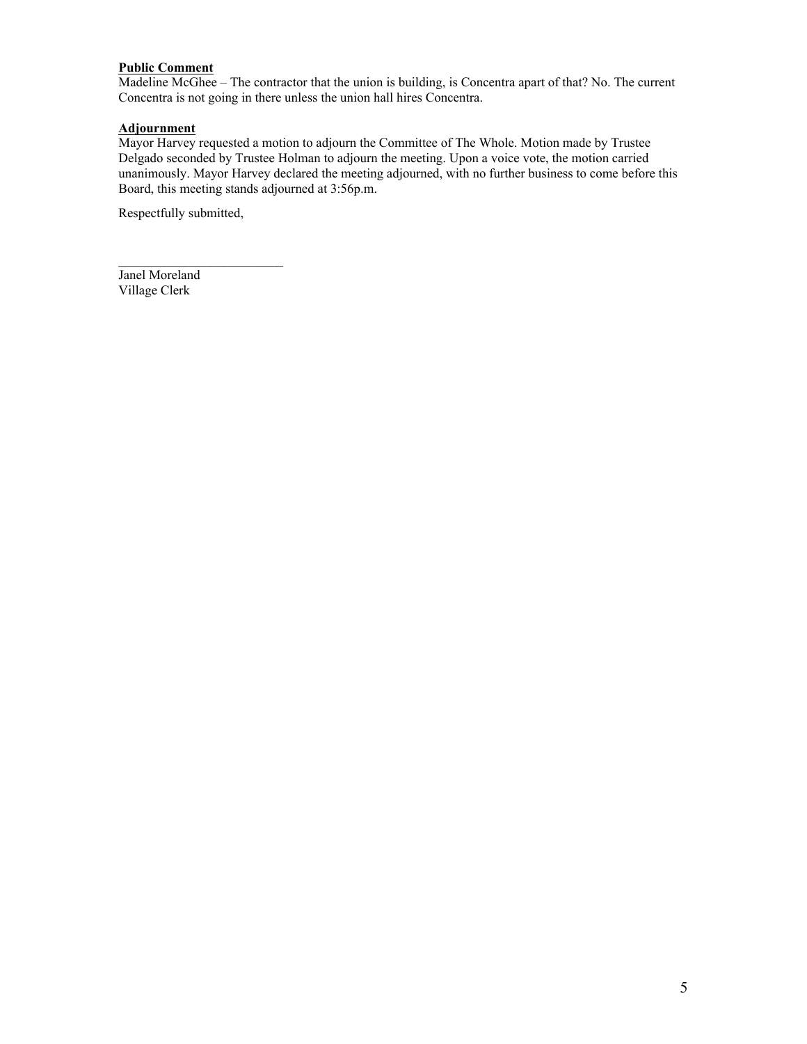**Public Comment**

Madeline McGhee – The contractor that the union is building, is Concentra apart of that? No. The current Concentra is not going in there unless the union hall hires Concentra.

**Adjournment**

Mayor Harvey requested a motion to adjourn the Committee of The Whole. Motion made by Trustee Delgado seconded by Trustee Holman to adjourn the meeting. Upon a voice vote, the motion carried unanimously. Mayor Harvey declared the meeting adjourned, with no further business to come before this Board, this meeting stands adjourned at 3:56p.m.

Respectfully submitted,

\_\_\_\_\_\_\_\_\_\_\_\_\_\_\_\_\_\_\_\_\_\_\_\_\_\_

Janel Moreland
Village Clerk